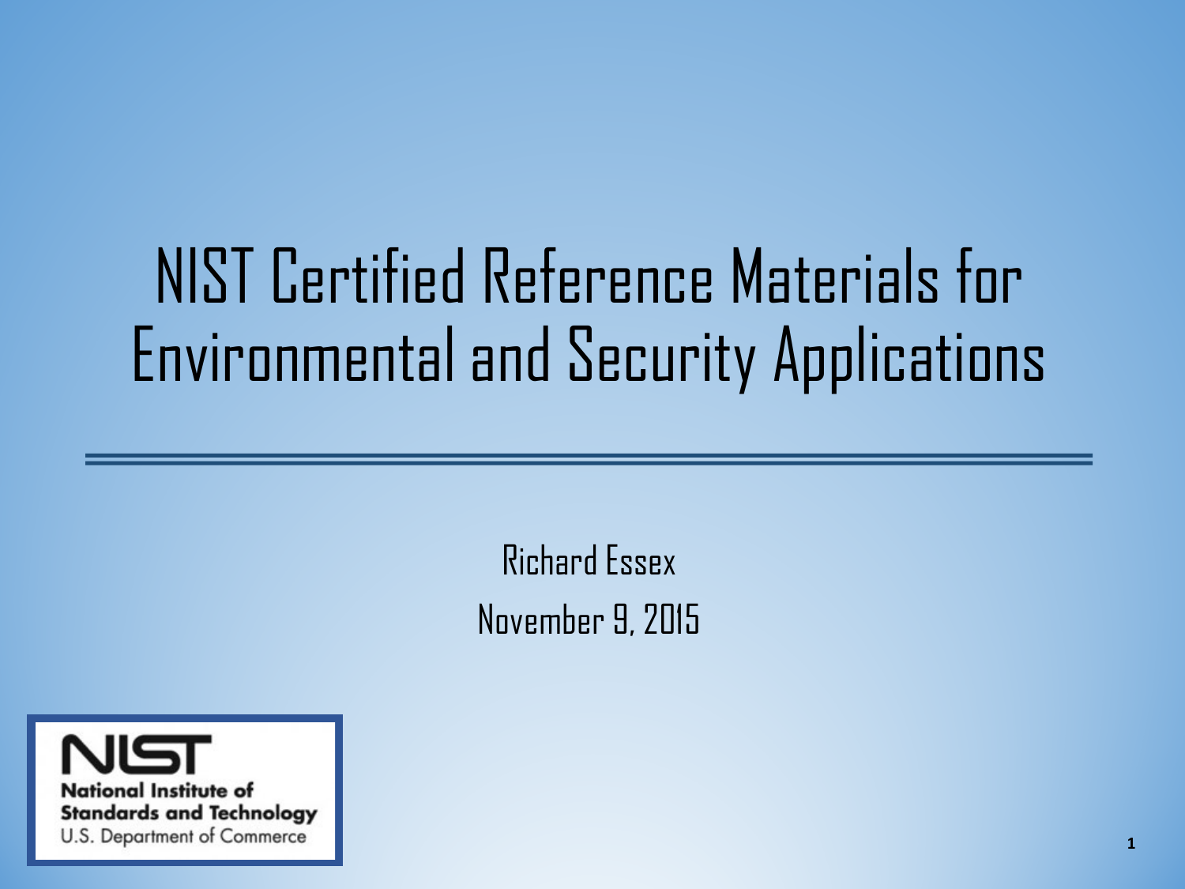# NIST Certified Reference Materials for Environmental and Security Applications

Richard Essex

November 9, 2015

**National Institute of Standards and Technology**
U.S. Department of Commerce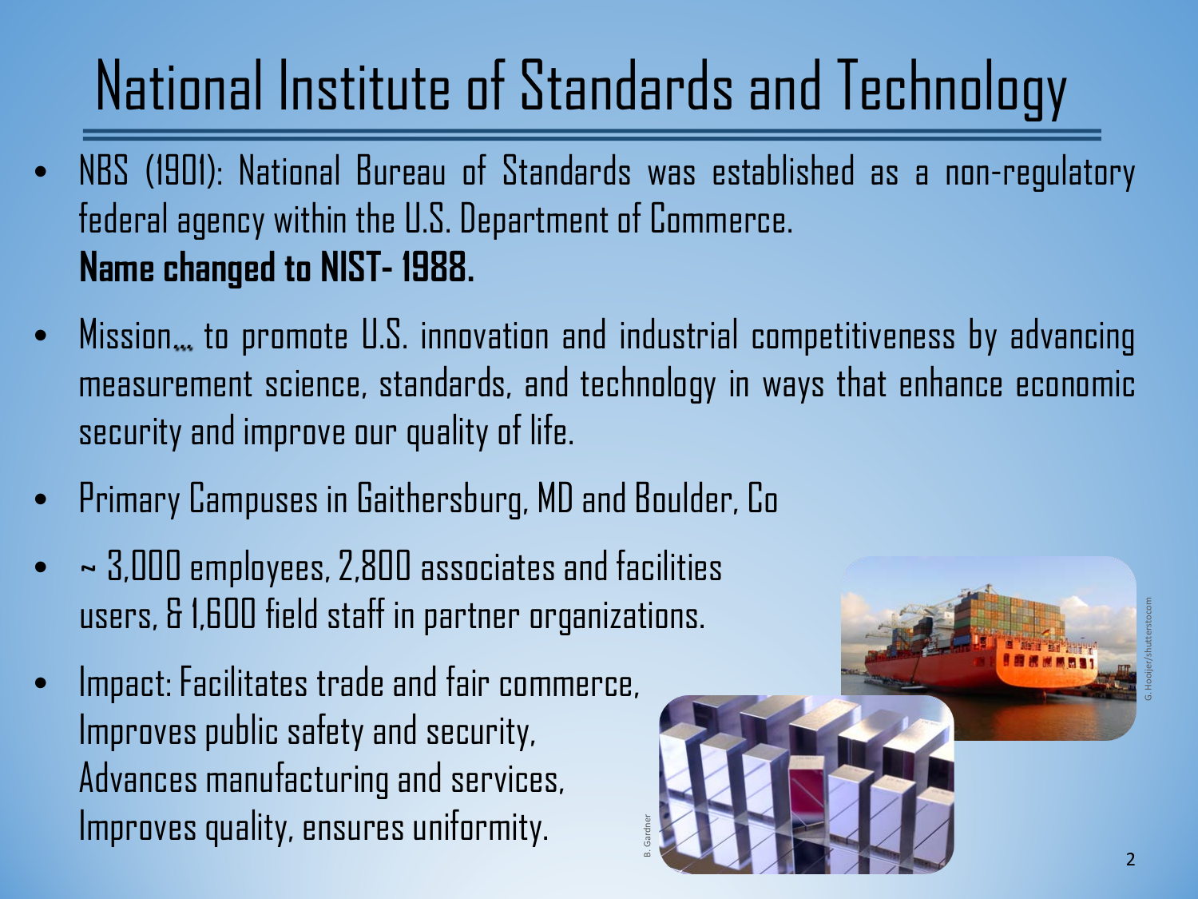# National Institute of Standards and Technology

- NBS (1901): National Bureau of Standards was established as a non-regulatory federal agency within the U.S. Department of Commerce.
  **Name changed to NIST- 1988.**
- Mission… to promote U.S. innovation and industrial competitiveness by advancing measurement science, standards, and technology in ways that enhance economic security and improve our quality of life.
- Primary Campuses in Gaithersburg, MD and Boulder, Co
- ~ 3,000 employees, 2,800 associates and facilities users, & 1,600 field staff in partner organizations.
- Impact: Facilitates trade and fair commerce,
  Improves public safety and security,
  Advances manufacturing and services,
  Improves quality, ensures uniformity.

G. Hooijer/shutterstocom

B. Gardner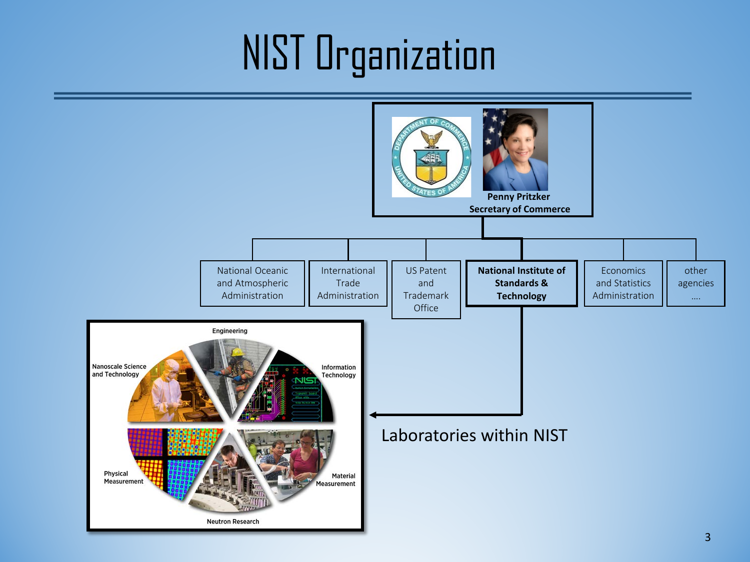# NIST Organization

**Penny Pritzker**
**Secretary of Commerce**

- National Oceanic and Atmospheric Administration
- International Trade Administration
- US Patent and Trademark Office
- **National Institute of Standards & Technology**
- Economics and Statistics Administration
- other agencies ….

Engineering

Nanoscale Science and Technology

Information Technology

Physical Measurement

Material Measurement

Neutron Research

Laboratories within NIST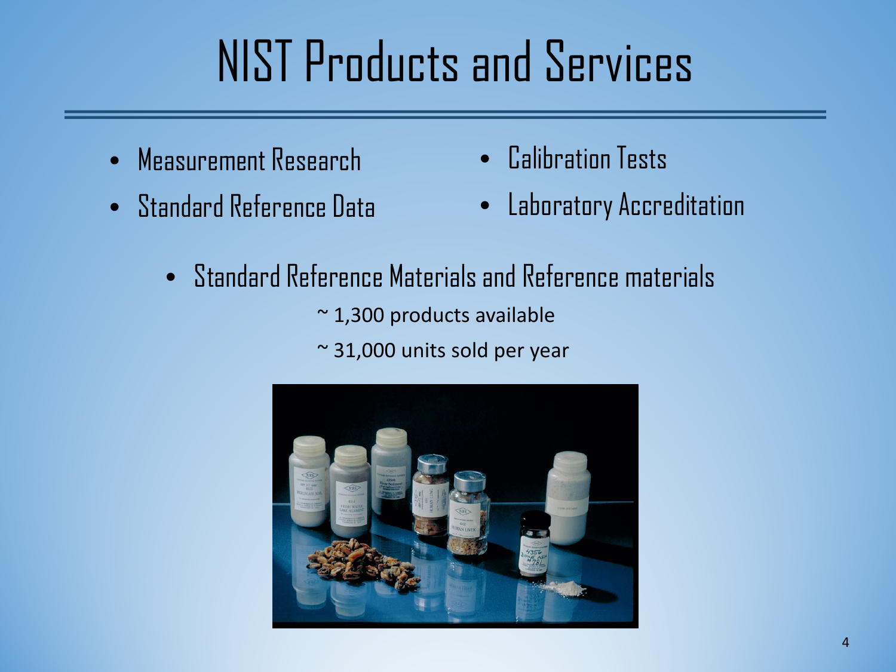# NIST Products and Services

- Measurement Research
- Standard Reference Data
- Calibration Tests
- Laboratory Accreditation

- Standard Reference Materials and Reference materials

  ~ 1,300 products available

  ~ 31,000 units sold per year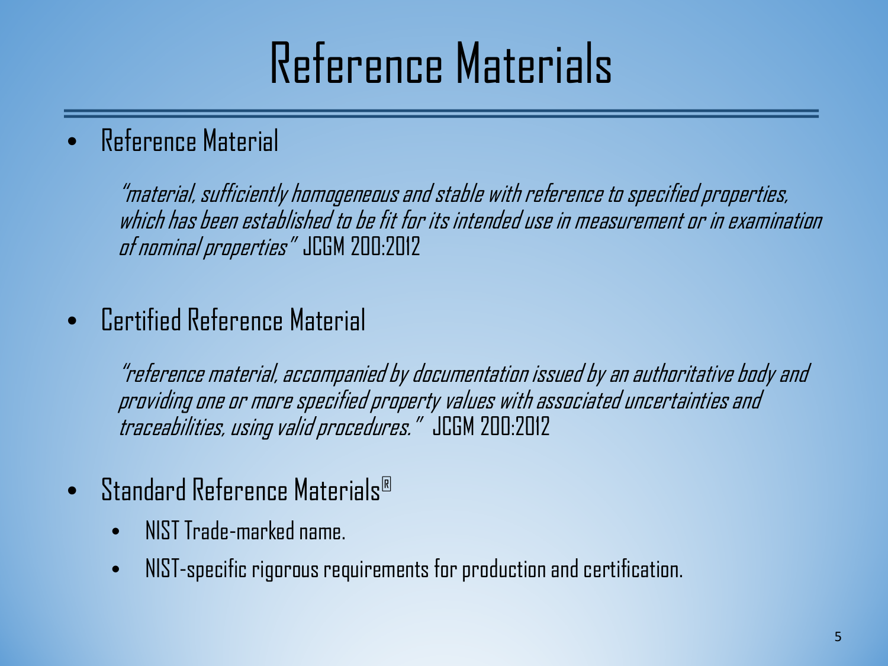# Reference Materials

- Reference Material

  *"material, sufficiently homogeneous and stable with reference to specified properties, which has been established to be fit for its intended use in measurement or in examination of nominal properties"* JCGM 200:2012

- Certified Reference Material

  *"reference material, accompanied by documentation issued by an authoritative body and providing one or more specified property values with associated uncertainties and traceabilities, using valid procedures."* JCGM 200:2012

- Standard Reference Materials®
  - NIST Trade-marked name.
  - NIST-specific rigorous requirements for production and certification.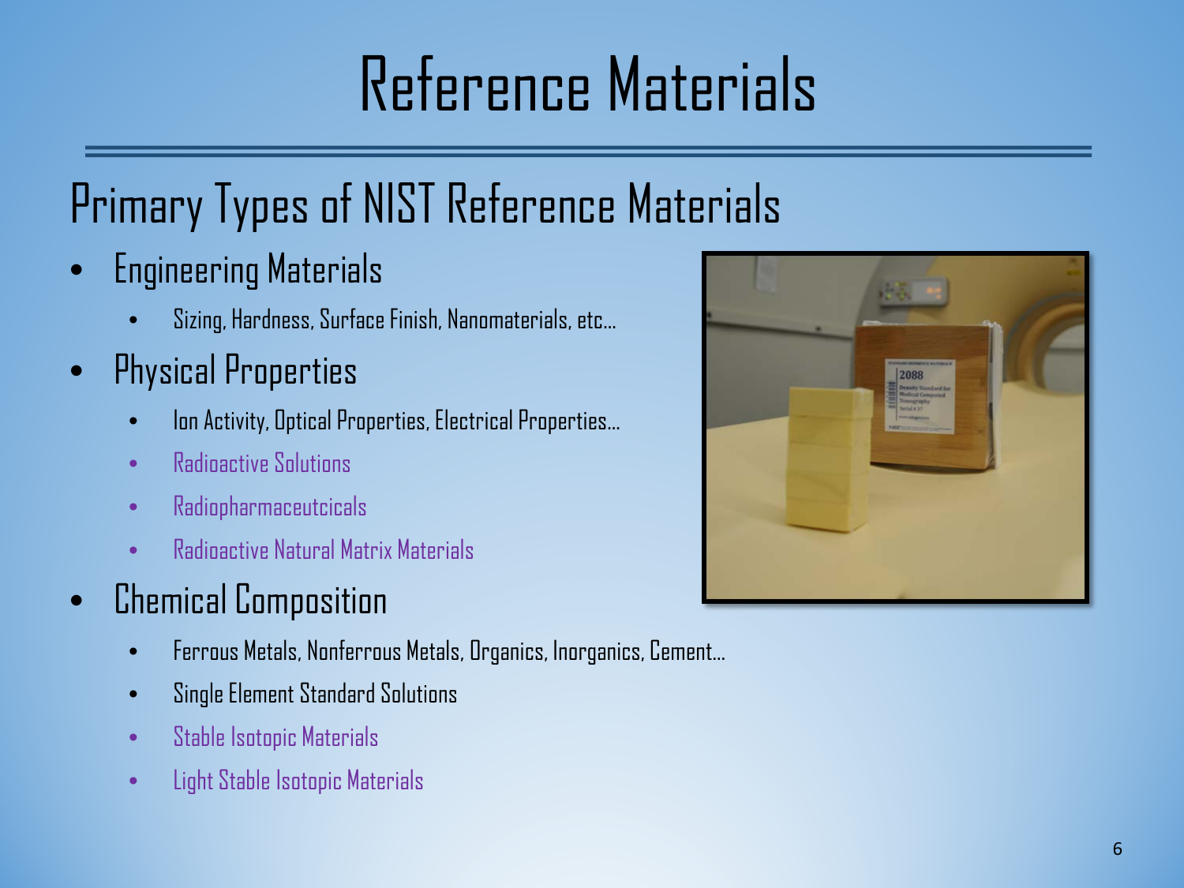# Reference Materials

## Primary Types of NIST Reference Materials

- Engineering Materials
  - Sizing, Hardness, Surface Finish, Nanomaterials, etc…
- Physical Properties
  - Ion Activity, Optical Properties, Electrical Properties…
  - Radioactive Solutions
  - Radiopharmaceutcicals
  - Radioactive Natural Matrix Materials
- Chemical Composition
  - Ferrous Metals, Nonferrous Metals, Organics, Inorganics, Cement…
  - Single Element Standard Solutions
  - Stable Isotopic Materials
  - Light Stable Isotopic Materials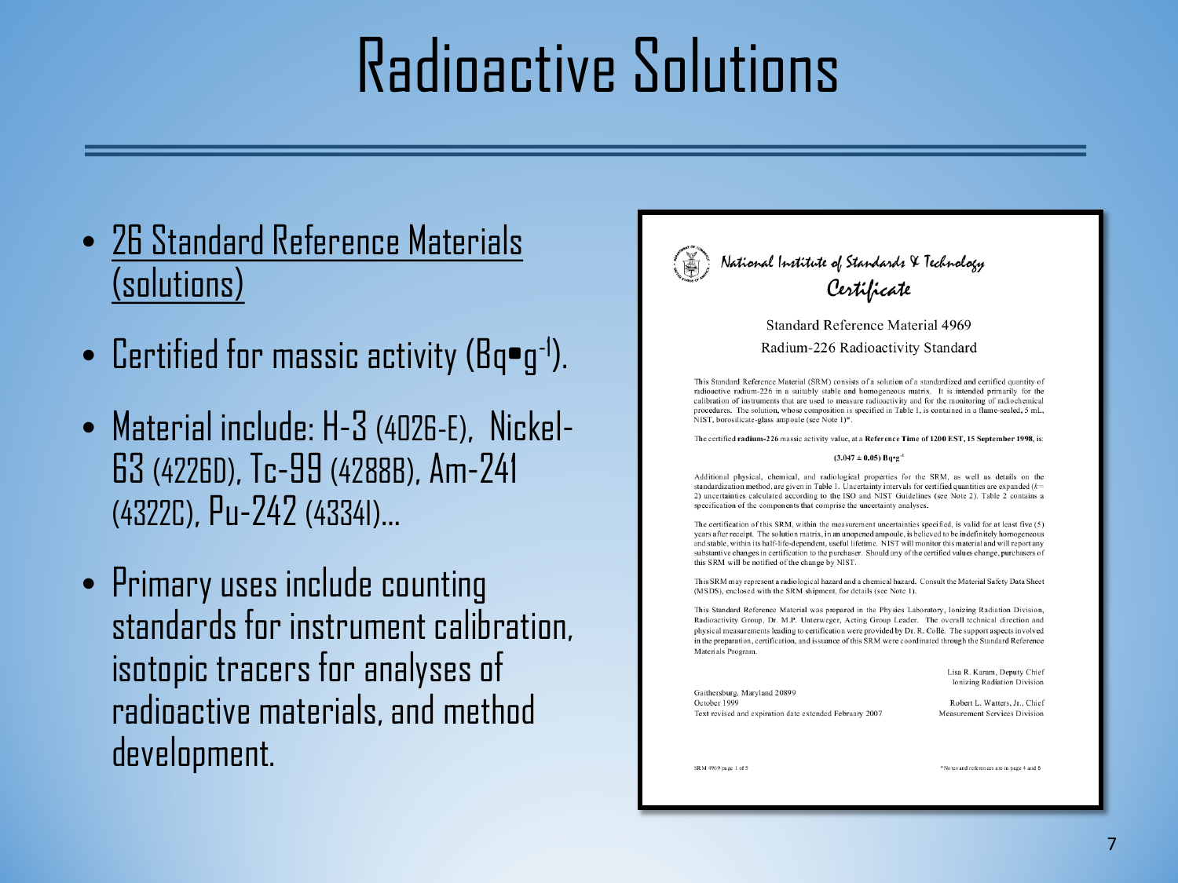# Radioactive Solutions

- 26 Standard Reference Materials (solutions)
- Certified for massic activity ($Bq{\bullet}g^{-1}$).
- Material include: H-3 (4026-E), Nickel-63 (4226D), Tc-99 (4288B), Am-241 (4322C), Pu-242 (4334I)…
- Primary uses include counting standards for instrument calibration, isotopic tracers for analyses of radioactive materials, and method development.

*National Institute of Standards & Technology*

*Certificate*

Standard Reference Material 4969

Radium-226 Radioactivity Standard

This Standard Reference Material (SRM) consists of a solution of a standardized and certified quantity of radioactive radium-226 in a suitably stable and homogeneous matrix. It is intended primarily for the calibration of instruments that are used to measure radioactivity and for the monitoring of radiochemical procedures. The solution, whose composition is specified in Table 1, is contained in a flame-sealed, 5 mL, NIST, borosilicate-glass ampoule (see Note 1)*.

The certified **radium-226** massic activity value, at a **Reference Time of 1200 EST, 15 September 1998**, is:

**(3.047 ± 0.05) $Bq{\bullet}g^{-1}$**

Additional physical, chemical, and radiological properties for the SRM, as well as details on the standardization method, are given in Table 1. Uncertainty intervals for certified quantities are expanded ($k$ = 2) uncertainties calculated according to the ISO and NIST Guidelines (see Note 2). Table 2 contains a specification of the components that comprise the uncertainty analyses.

The certification of this SRM, within the measurement uncertainties specified, is valid for at least five (5) years after receipt. The solution matrix, in an unopened ampoule, is believed to be indefinitely homogeneous and stable, within its half-life-dependent, useful lifetime. NIST will monitor this material and will report any substantive changes in certification to the purchaser. Should any of the certified values change, purchasers of this SRM will be notified of the change by NIST.

This SRM may represent a radiological hazard and a chemical hazard. Consult the Material Safety Data Sheet (MSDS), enclosed with the SRM shipment, for details (see Note 1).

This Standard Reference Material was prepared in the Physics Laboratory, Ionizing Radiation Division, Radioactivity Group, Dr. M.P. Unterweger, Acting Group Leader. The overall technical direction and physical measurements leading to certification were provided by Dr. R. Collé. The support aspects involved in the preparation, certification, and issuance of this SRM were coordinated through the Standard Reference Materials Program.

Lisa R. Karam, Deputy Chief
Ionizing Radiation Division

Gaithersburg, Maryland 20899
October 1999
Text revised and expiration date extended February 2007

Robert L. Watters, Jr., Chief
Measurement Services Division

SRM 4969 page 1 of 5

*Notes and references are in page 4 and 5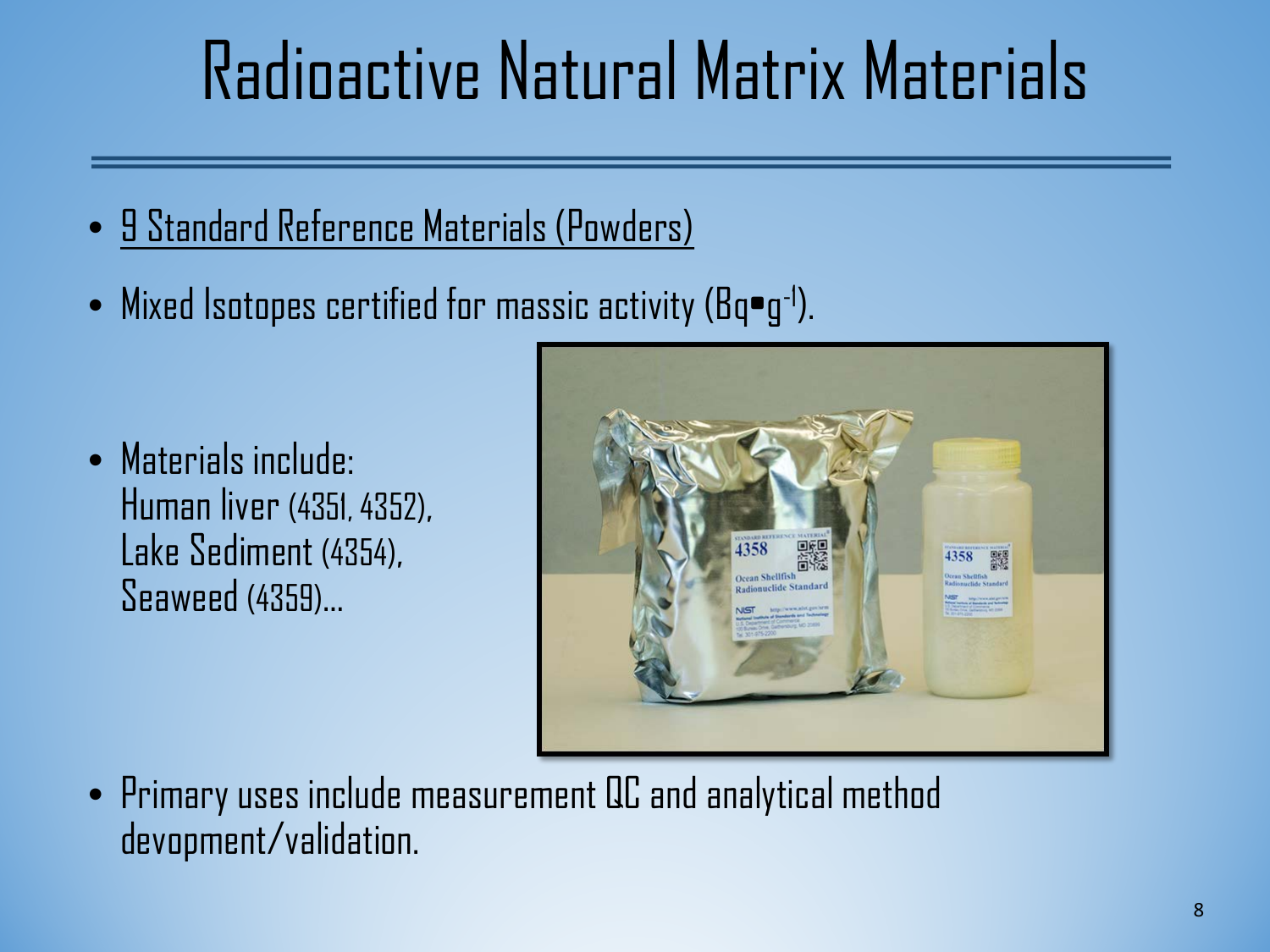# Radioactive Natural Matrix Materials

- <u>9 Standard Reference Materials (Powders)</u>
- Mixed Isotopes certified for massic activity ($Bq \cdot g^{-1}$).
- Materials include:
  Human liver (4351, 4352),
  Lake Sediment (4354),
  Seaweed (4359)…
- Primary uses include measurement QC and analytical method devopment/validation.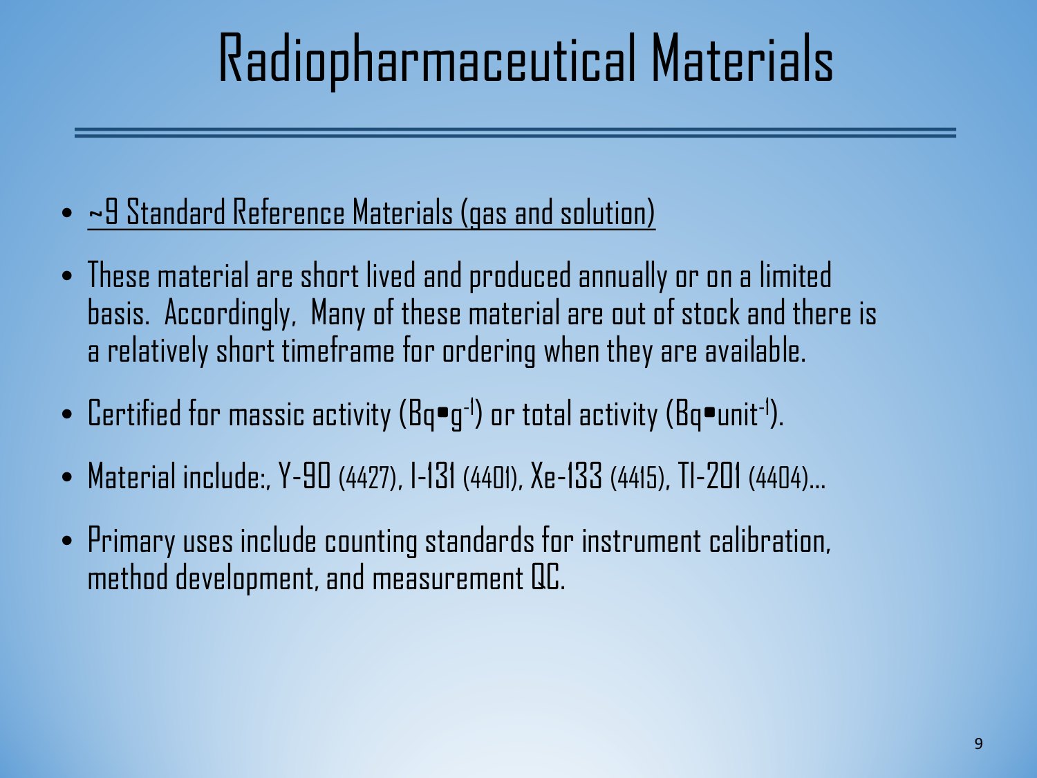# Radiopharmaceutical Materials

- <u>~9 Standard Reference Materials (gas and solution)</u>
- These material are short lived and produced annually or on a limited basis. Accordingly, Many of these material are out of stock and there is a relatively short timeframe for ordering when they are available.
- Certified for massic activity ($Bq \cdot g^{-1}$) or total activity ($Bq \cdot unit^{-1}$).
- Material include:, Y-90 (4427), I-131 (4401), Xe-133 (4415), Tl-201 (4404)…
- Primary uses include counting standards for instrument calibration, method development, and measurement QC.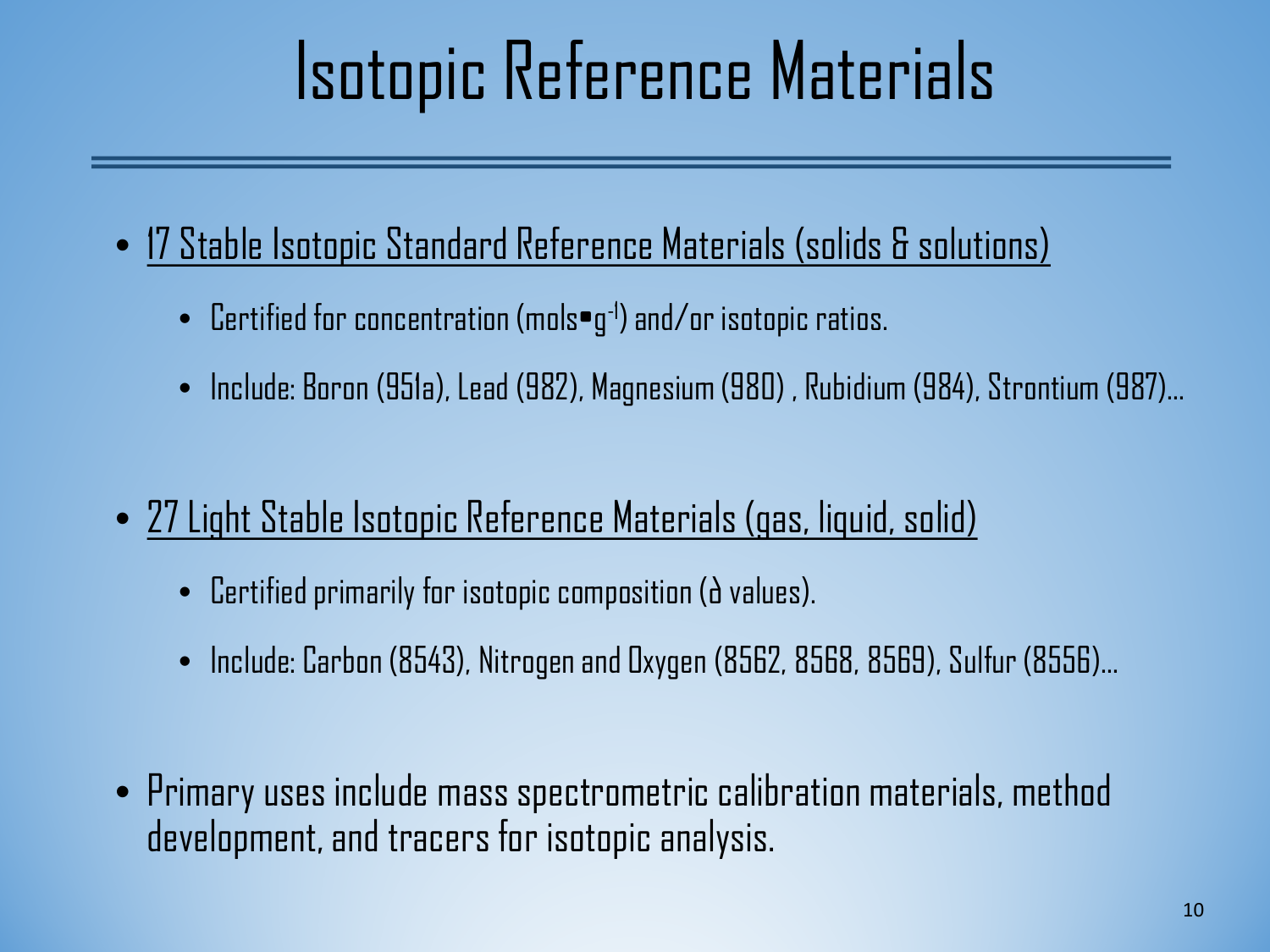# Isotopic Reference Materials

- 17 Stable Isotopic Standard Reference Materials (solids & solutions)
  - Certified for concentration ($mols \bullet g^{-1}$) and/or isotopic ratios.
  - Include: Boron (951a), Lead (982), Magnesium (980) , Rubidium (984), Strontium (987)…
- 27 Light Stable Isotopic Reference Materials (gas, liquid, solid)
  - Certified primarily for isotopic composition ($\delta$ values).
  - Include: Carbon (8543), Nitrogen and Oxygen (8562, 8568, 8569), Sulfur (8556)…
- Primary uses include mass spectrometric calibration materials, method development, and tracers for isotopic analysis.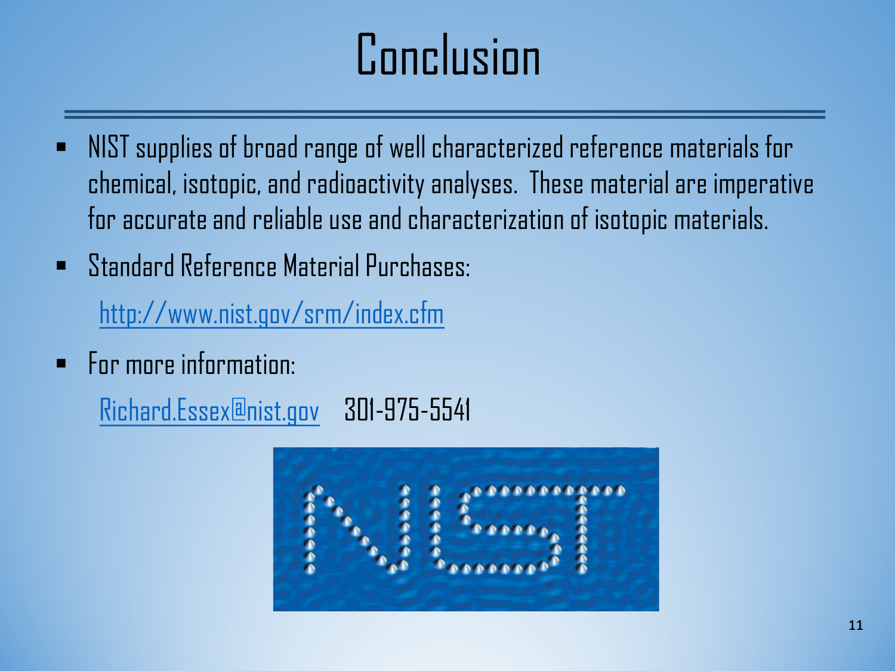# Conclusion

- NIST supplies of broad range of well characterized reference materials for chemical, isotopic, and radioactivity analyses. These material are imperative for accurate and reliable use and characterization of isotopic materials.
- Standard Reference Material Purchases:

  http://www.nist.gov/srm/index.cfm

- For more information:

  Richard.Essex@nist.gov 301-975-5541